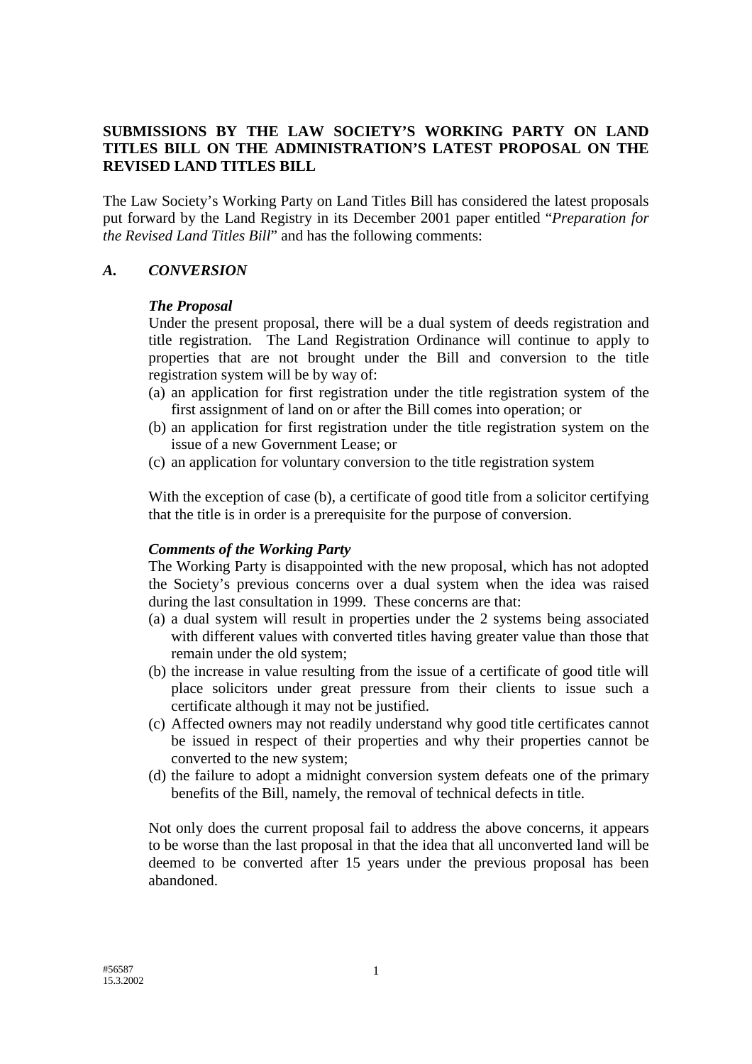**SUBMISSIONS BY THE LAW SOCIETY'S WORKING PARTY ON LAND TITLES BILL ON THE ADMINISTRATION'S LATEST PROPOSAL ON THE REVISED LAND TITLES BILL**

The Law Society's Working Party on Land Titles Bill has considered the latest proposals put forward by the Land Registry in its December 2001 paper entitled "*Preparation for the Revised Land Titles Bill*" and has the following comments:

## *A. CONVERSION*

### *The Proposal*

Under the present proposal, there will be a dual system of deeds registration and title registration. The Land Registration Ordinance will continue to apply to properties that are not brought under the Bill and conversion to the title registration system will be by way of:

(a) an application for first registration under the title registration system of the first assignment of land on or after the Bill comes into operation; or
(b) an application for first registration under the title registration system on the issue of a new Government Lease; or
(c) an application for voluntary conversion to the title registration system

With the exception of case (b), a certificate of good title from a solicitor certifying that the title is in order is a prerequisite for the purpose of conversion.

### *Comments of the Working Party*

The Working Party is disappointed with the new proposal, which has not adopted the Society's previous concerns over a dual system when the idea was raised during the last consultation in 1999. These concerns are that:

(a) a dual system will result in properties under the 2 systems being associated with different values with converted titles having greater value than those that remain under the old system;
(b) the increase in value resulting from the issue of a certificate of good title will place solicitors under great pressure from their clients to issue such a certificate although it may not be justified.
(c) Affected owners may not readily understand why good title certificates cannot be issued in respect of their properties and why their properties cannot be converted to the new system;
(d) the failure to adopt a midnight conversion system defeats one of the primary benefits of the Bill, namely, the removal of technical defects in title.

Not only does the current proposal fail to address the above concerns, it appears to be worse than the last proposal in that the idea that all unconverted land will be deemed to be converted after 15 years under the previous proposal has been abandoned.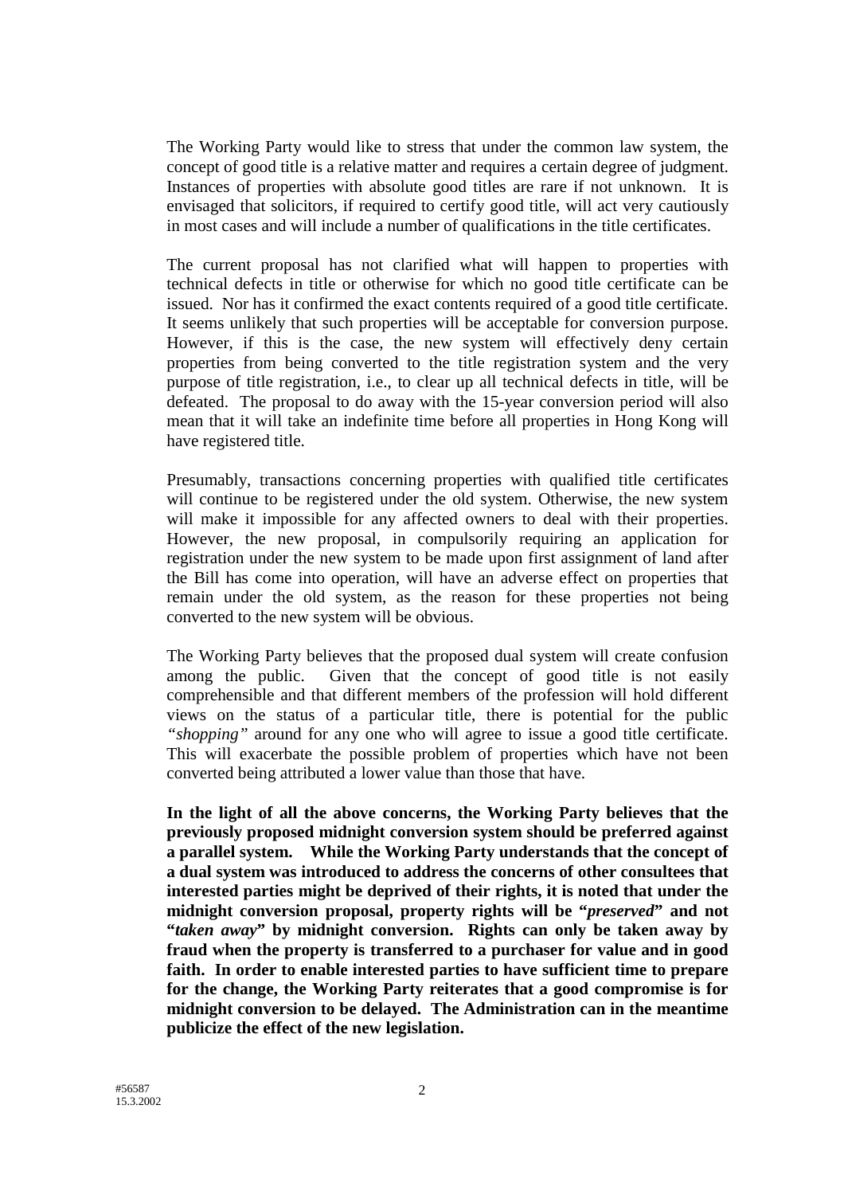The Working Party would like to stress that under the common law system, the concept of good title is a relative matter and requires a certain degree of judgment. Instances of properties with absolute good titles are rare if not unknown. It is envisaged that solicitors, if required to certify good title, will act very cautiously in most cases and will include a number of qualifications in the title certificates.

The current proposal has not clarified what will happen to properties with technical defects in title or otherwise for which no good title certificate can be issued. Nor has it confirmed the exact contents required of a good title certificate. It seems unlikely that such properties will be acceptable for conversion purpose. However, if this is the case, the new system will effectively deny certain properties from being converted to the title registration system and the very purpose of title registration, i.e., to clear up all technical defects in title, will be defeated. The proposal to do away with the 15-year conversion period will also mean that it will take an indefinite time before all properties in Hong Kong will have registered title.

Presumably, transactions concerning properties with qualified title certificates will continue to be registered under the old system. Otherwise, the new system will make it impossible for any affected owners to deal with their properties. However, the new proposal, in compulsorily requiring an application for registration under the new system to be made upon first assignment of land after the Bill has come into operation, will have an adverse effect on properties that remain under the old system, as the reason for these properties not being converted to the new system will be obvious.

The Working Party believes that the proposed dual system will create confusion among the public. Given that the concept of good title is not easily comprehensible and that different members of the profession will hold different views on the status of a particular title, there is potential for the public *"shopping"* around for any one who will agree to issue a good title certificate. This will exacerbate the possible problem of properties which have not been converted being attributed a lower value than those that have.

**In the light of all the above concerns, the Working Party believes that the previously proposed midnight conversion system should be preferred against a parallel system. While the Working Party understands that the concept of a dual system was introduced to address the concerns of other consultees that interested parties might be deprived of their rights, it is noted that under the midnight conversion proposal, property rights will be "*preserved*" and not "*taken away*" by midnight conversion. Rights can only be taken away by fraud when the property is transferred to a purchaser for value and in good faith. In order to enable interested parties to have sufficient time to prepare for the change, the Working Party reiterates that a good compromise is for midnight conversion to be delayed. The Administration can in the meantime publicize the effect of the new legislation.**

#56587
15.3.2002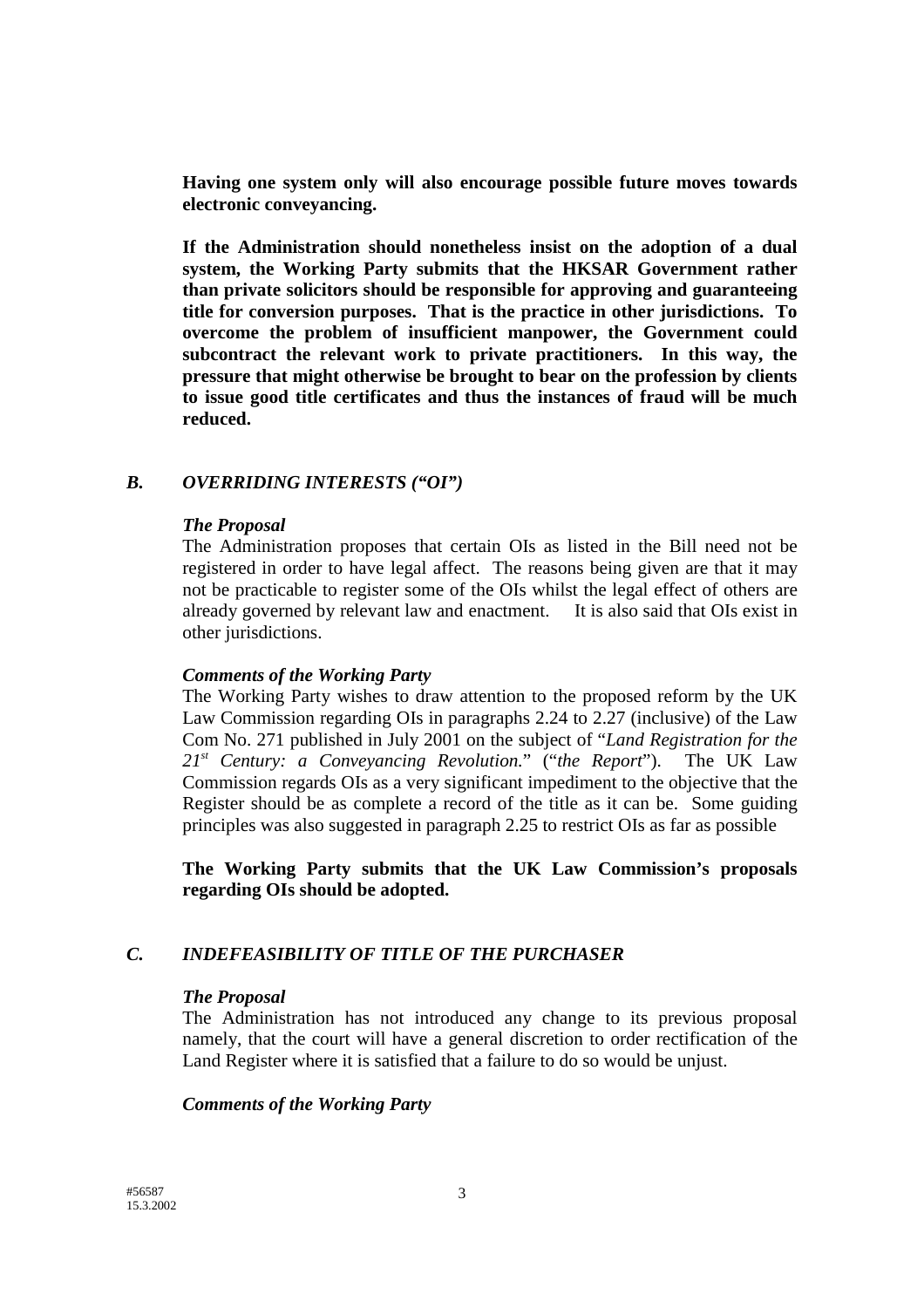**Having one system only will also encourage possible future moves towards electronic conveyancing.**

**If the Administration should nonetheless insist on the adoption of a dual system, the Working Party submits that the HKSAR Government rather than private solicitors should be responsible for approving and guaranteeing title for conversion purposes. That is the practice in other jurisdictions. To overcome the problem of insufficient manpower, the Government could subcontract the relevant work to private practitioners. In this way, the pressure that might otherwise be brought to bear on the profession by clients to issue good title certificates and thus the instances of fraud will be much reduced.**

## *B. OVERRIDING INTERESTS ("OI")*

### *The Proposal*

The Administration proposes that certain OIs as listed in the Bill need not be registered in order to have legal affect. The reasons being given are that it may not be practicable to register some of the OIs whilst the legal effect of others are already governed by relevant law and enactment. It is also said that OIs exist in other jurisdictions.

### *Comments of the Working Party*

The Working Party wishes to draw attention to the proposed reform by the UK Law Commission regarding OIs in paragraphs 2.24 to 2.27 (inclusive) of the Law Com No. 271 published in July 2001 on the subject of "*Land Registration for the 21st Century: a Conveyancing Revolution.*" ("*the Report*"). The UK Law Commission regards OIs as a very significant impediment to the objective that the Register should be as complete a record of the title as it can be. Some guiding principles was also suggested in paragraph 2.25 to restrict OIs as far as possible

**The Working Party submits that the UK Law Commission's proposals regarding OIs should be adopted.**

## *C. INDEFEASIBILITY OF TITLE OF THE PURCHASER*

### *The Proposal*

The Administration has not introduced any change to its previous proposal namely, that the court will have a general discretion to order rectification of the Land Register where it is satisfied that a failure to do so would be unjust.

### *Comments of the Working Party*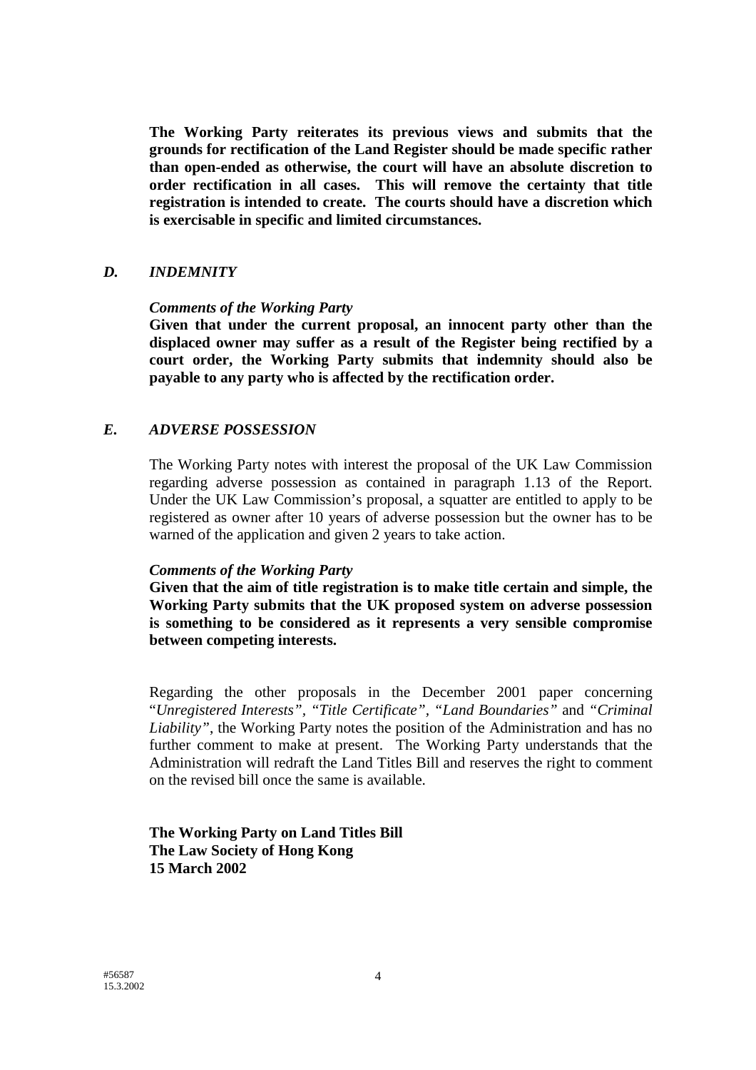**The Working Party reiterates its previous views and submits that the grounds for rectification of the Land Register should be made specific rather than open-ended as otherwise, the court will have an absolute discretion to order rectification in all cases. This will remove the certainty that title registration is intended to create. The courts should have a discretion which is exercisable in specific and limited circumstances.**

## *D. INDEMNITY*

***Comments of the Working Party***

**Given that under the current proposal, an innocent party other than the displaced owner may suffer as a result of the Register being rectified by a court order, the Working Party submits that indemnity should also be payable to any party who is affected by the rectification order.**

## *E. ADVERSE POSSESSION*

The Working Party notes with interest the proposal of the UK Law Commission regarding adverse possession as contained in paragraph 1.13 of the Report. Under the UK Law Commission's proposal, a squatter are entitled to apply to be registered as owner after 10 years of adverse possession but the owner has to be warned of the application and given 2 years to take action.

***Comments of the Working Party***

**Given that the aim of title registration is to make title certain and simple, the Working Party submits that the UK proposed system on adverse possession is something to be considered as it represents a very sensible compromise between competing interests.**

Regarding the other proposals in the December 2001 paper concerning "*Unregistered Interests*", "*Title Certificate*", "*Land Boundaries*" and "*Criminal Liability*", the Working Party notes the position of the Administration and has no further comment to make at present. The Working Party understands that the Administration will redraft the Land Titles Bill and reserves the right to comment on the revised bill once the same is available.

**The Working Party on Land Titles Bill**
**The Law Society of Hong Kong**
**15 March 2002**

#56587
15.3.2002